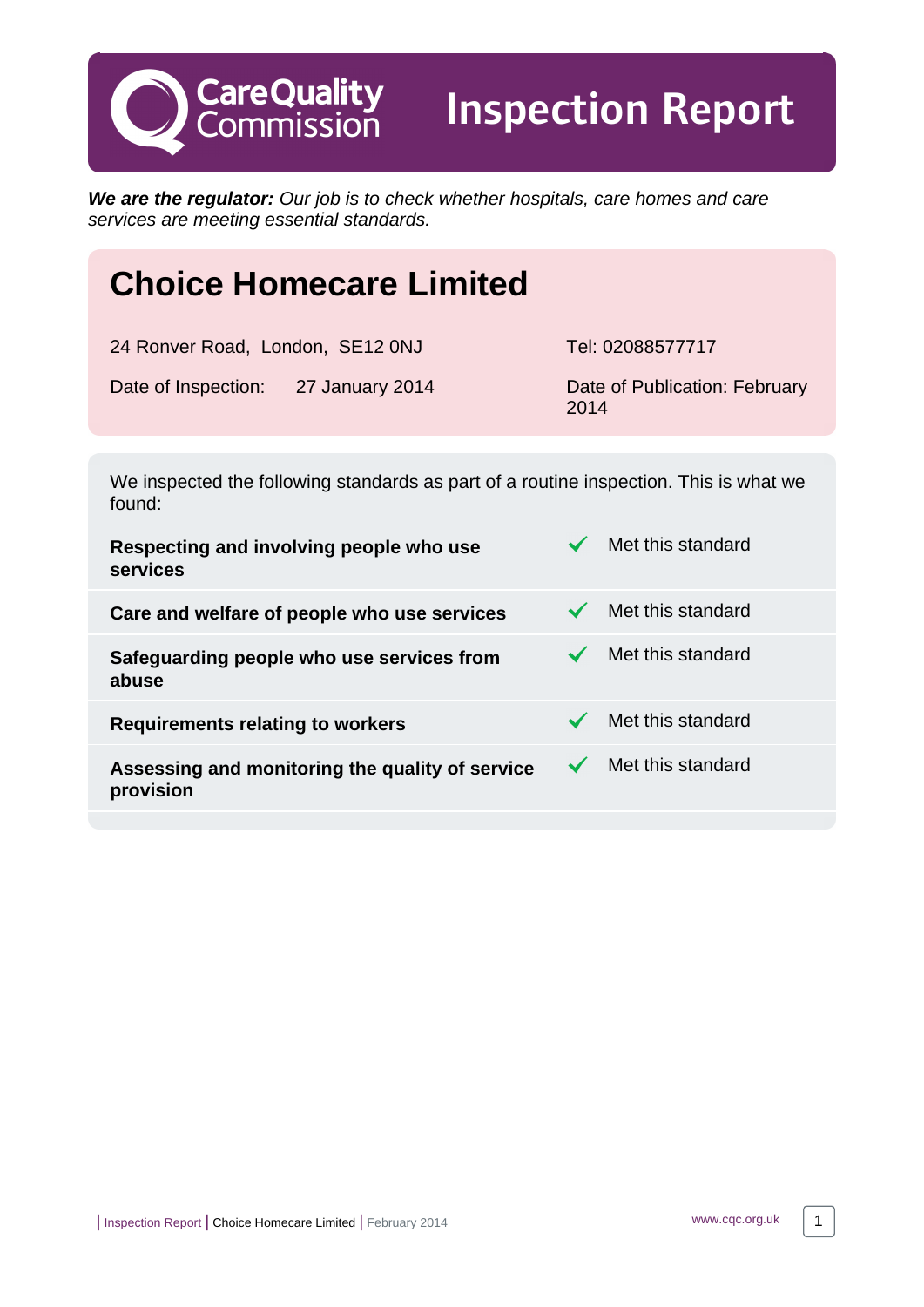# Care Quality Commission

# Inspection Report

***We are the regulator:** Our job is to check whether hospitals, care homes and care services are meeting essential standards.*

## Choice Homecare Limited

24 Ronver Road, London, SE12 0NJ

Tel: 02088577717

Date of Inspection: 27 January 2014

Date of Publication: February 2014

We inspected the following standards as part of a routine inspection. This is what we found:

| | |
|---|---|
| **Respecting and involving people who use services** | ✓ Met this standard |
| **Care and welfare of people who use services** | ✓ Met this standard |
| **Safeguarding people who use services from abuse** | ✓ Met this standard |
| **Requirements relating to workers** | ✓ Met this standard |
| **Assessing and monitoring the quality of service provision** | ✓ Met this standard |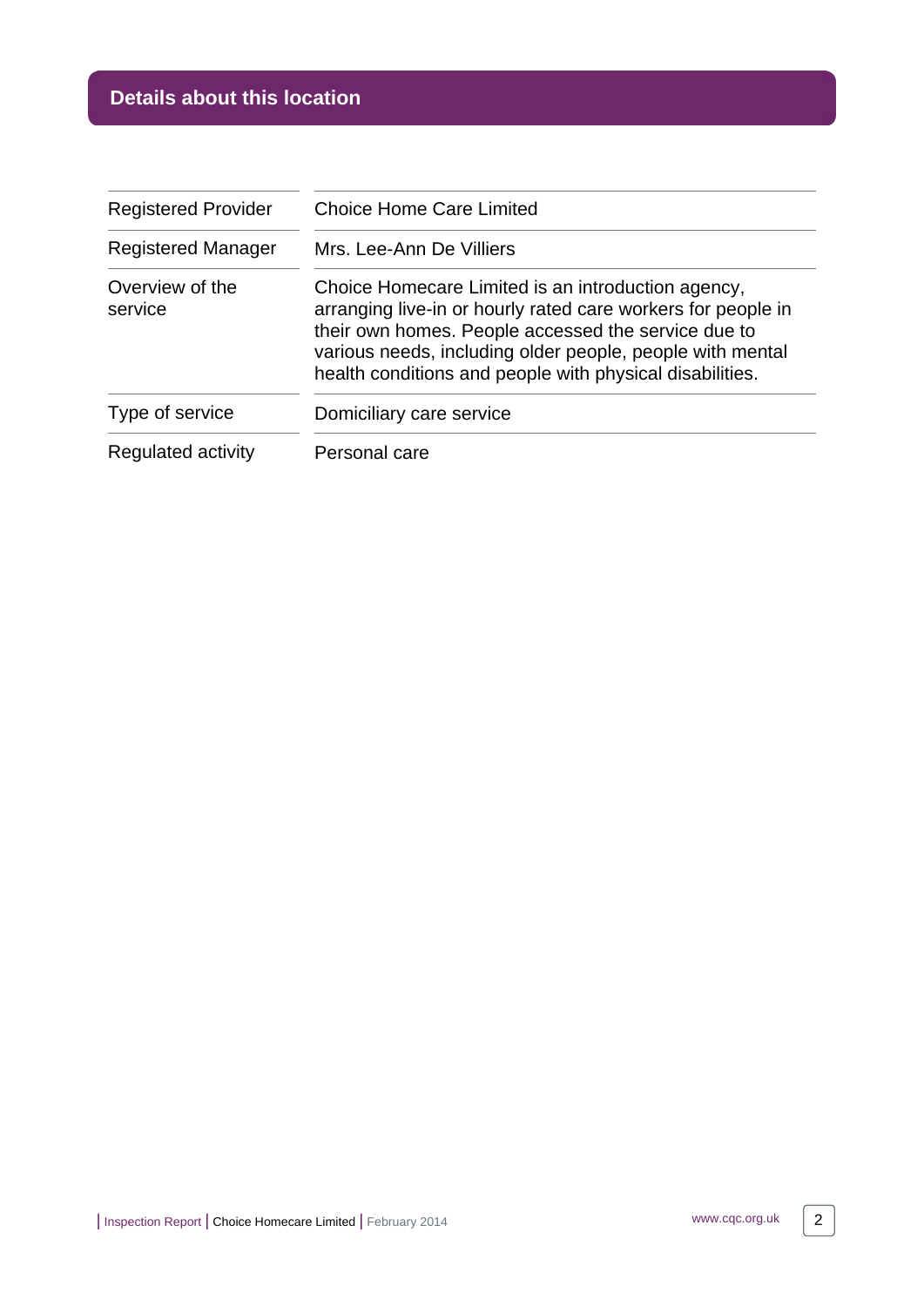## Details about this location

| | |
|---|---|
| Registered Provider | Choice Home Care Limited |
| Registered Manager | Mrs. Lee-Ann De Villiers |
| Overview of the service | Choice Homecare Limited is an introduction agency, arranging live-in or hourly rated care workers for people in their own homes. People accessed the service due to various needs, including older people, people with mental health conditions and people with physical disabilities. |
| Type of service | Domiciliary care service |
| Regulated activity | Personal care |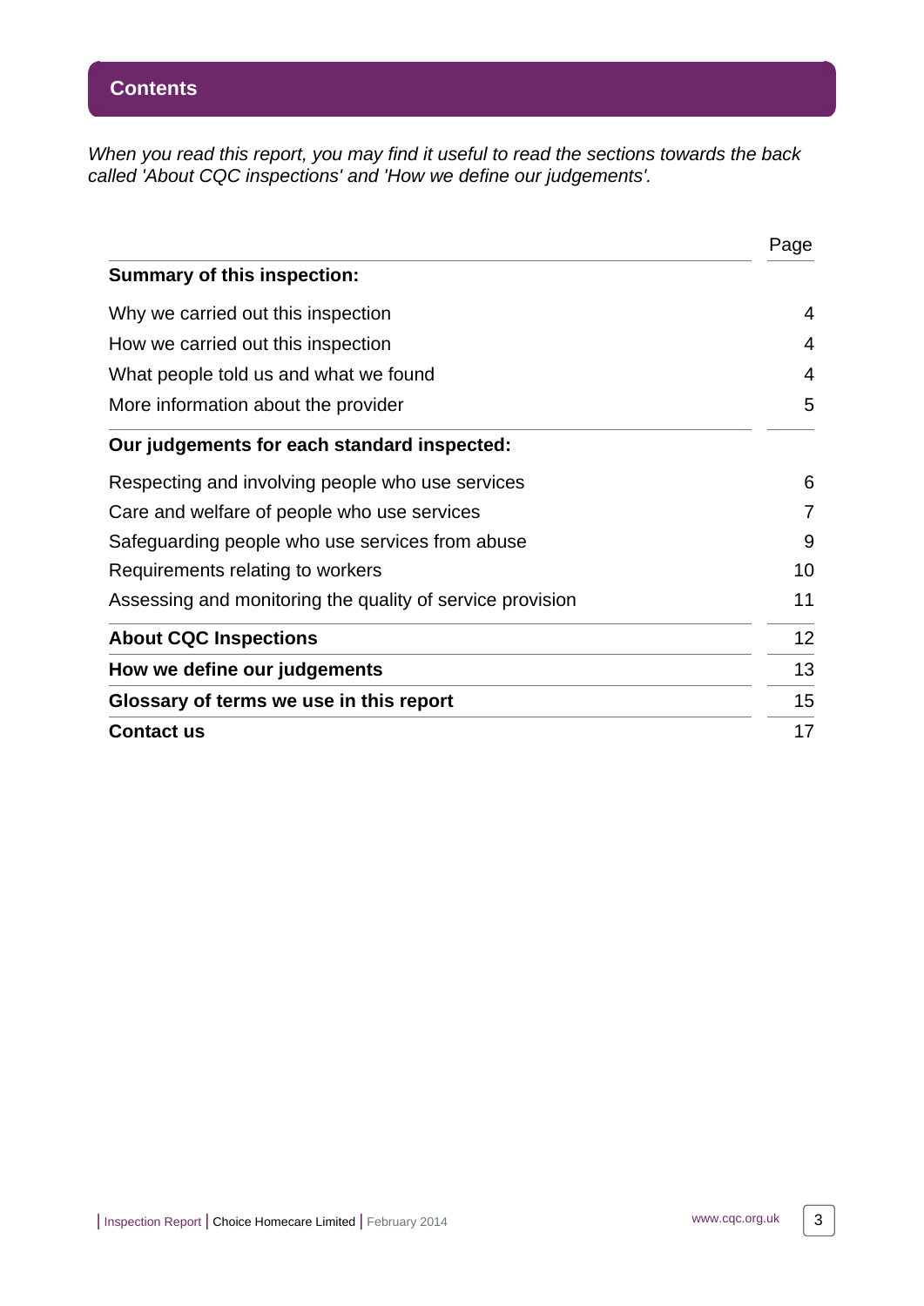## Contents

*When you read this report, you may find it useful to read the sections towards the back called 'About CQC inspections' and 'How we define our judgements'.*

| | Page |
|---|---|
| **Summary of this inspection:** | |
| Why we carried out this inspection | 4 |
| How we carried out this inspection | 4 |
| What people told us and what we found | 4 |
| More information about the provider | 5 |
| **Our judgements for each standard inspected:** | |
| Respecting and involving people who use services | 6 |
| Care and welfare of people who use services | 7 |
| Safeguarding people who use services from abuse | 9 |
| Requirements relating to workers | 10 |
| Assessing and monitoring the quality of service provision | 11 |
| **About CQC Inspections** | 12 |
| **How we define our judgements** | 13 |
| **Glossary of terms we use in this report** | 15 |
| **Contact us** | 17 |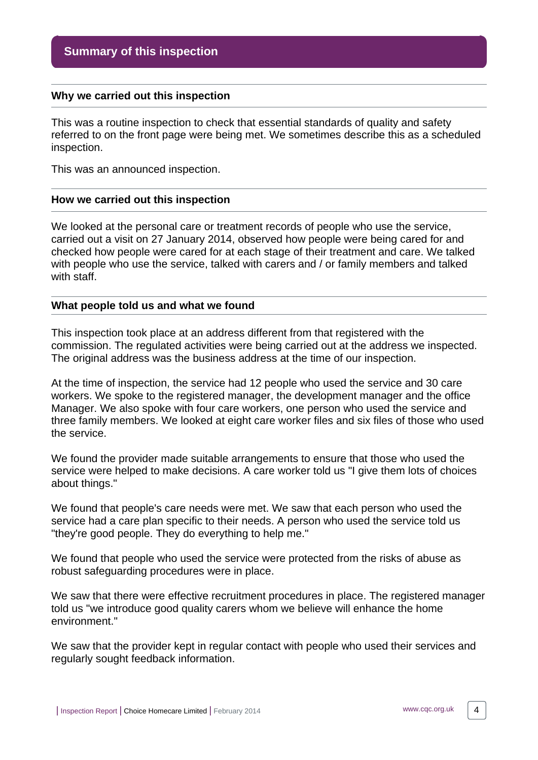## Summary of this inspection

### Why we carried out this inspection

This was a routine inspection to check that essential standards of quality and safety referred to on the front page were being met. We sometimes describe this as a scheduled inspection.

This was an announced inspection.

### How we carried out this inspection

We looked at the personal care or treatment records of people who use the service, carried out a visit on 27 January 2014, observed how people were being cared for and checked how people were cared for at each stage of their treatment and care. We talked with people who use the service, talked with carers and / or family members and talked with staff.

### What people told us and what we found

This inspection took place at an address different from that registered with the commission. The regulated activities were being carried out at the address we inspected. The original address was the business address at the time of our inspection.

At the time of inspection, the service had 12 people who used the service and 30 care workers. We spoke to the registered manager, the development manager and the office Manager. We also spoke with four care workers, one person who used the service and three family members. We looked at eight care worker files and six files of those who used the service.

We found the provider made suitable arrangements to ensure that those who used the service were helped to make decisions. A care worker told us "I give them lots of choices about things."

We found that people's care needs were met. We saw that each person who used the service had a care plan specific to their needs. A person who used the service told us "they're good people. They do everything to help me."

We found that people who used the service were protected from the risks of abuse as robust safeguarding procedures were in place.

We saw that there were effective recruitment procedures in place. The registered manager told us "we introduce good quality carers whom we believe will enhance the home environment."

We saw that the provider kept in regular contact with people who used their services and regularly sought feedback information.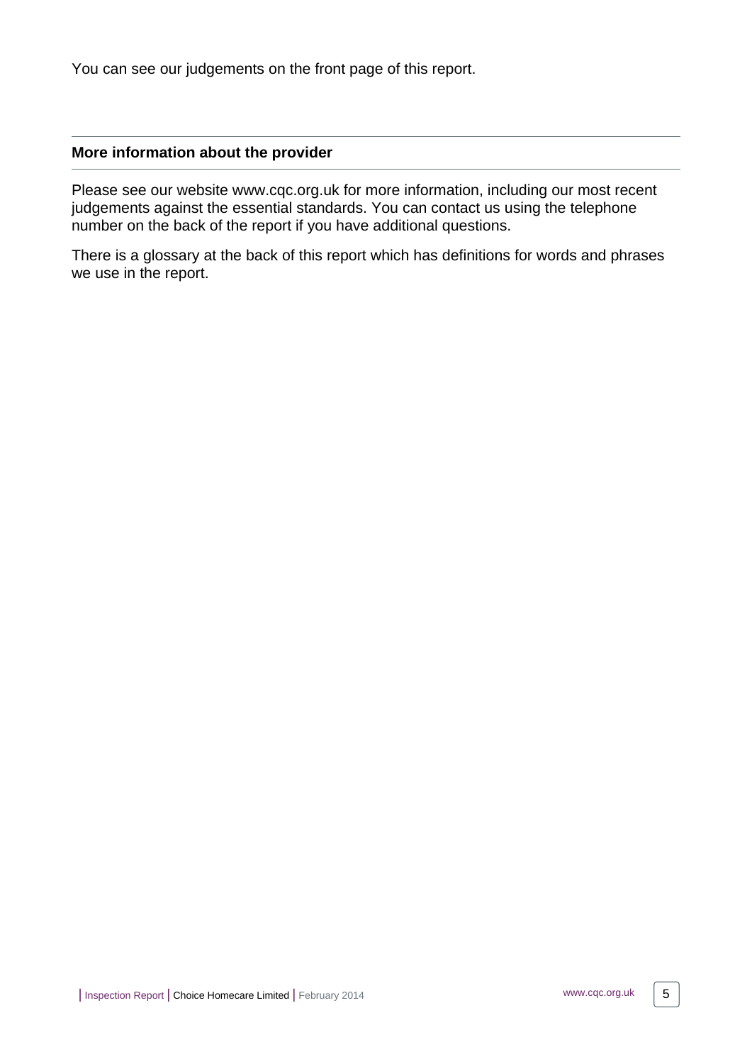You can see our judgements on the front page of this report.

## More information about the provider

Please see our website www.cqc.org.uk for more information, including our most recent judgements against the essential standards. You can contact us using the telephone number on the back of the report if you have additional questions.

There is a glossary at the back of this report which has definitions for words and phrases we use in the report.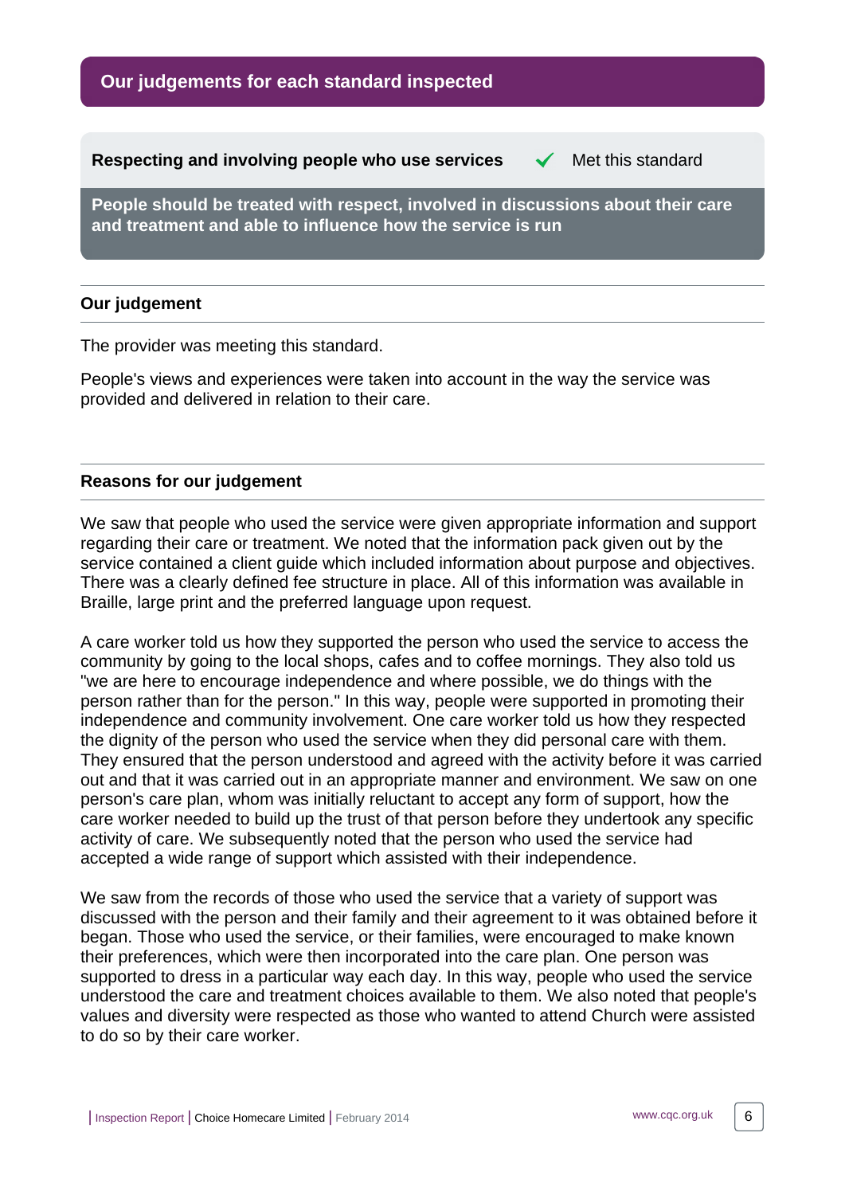## Our judgements for each standard inspected

### Respecting and involving people who use services ✔ Met this standard

**People should be treated with respect, involved in discussions about their care and treatment and able to influence how the service is run**

#### Our judgement

The provider was meeting this standard.

People's views and experiences were taken into account in the way the service was provided and delivered in relation to their care.

#### Reasons for our judgement

We saw that people who used the service were given appropriate information and support regarding their care or treatment. We noted that the information pack given out by the service contained a client guide which included information about purpose and objectives. There was a clearly defined fee structure in place. All of this information was available in Braille, large print and the preferred language upon request.

A care worker told us how they supported the person who used the service to access the community by going to the local shops, cafes and to coffee mornings. They also told us "we are here to encourage independence and where possible, we do things with the person rather than for the person." In this way, people were supported in promoting their independence and community involvement. One care worker told us how they respected the dignity of the person who used the service when they did personal care with them. They ensured that the person understood and agreed with the activity before it was carried out and that it was carried out in an appropriate manner and environment. We saw on one person's care plan, whom was initially reluctant to accept any form of support, how the care worker needed to build up the trust of that person before they undertook any specific activity of care. We subsequently noted that the person who used the service had accepted a wide range of support which assisted with their independence.

We saw from the records of those who used the service that a variety of support was discussed with the person and their family and their agreement to it was obtained before it began. Those who used the service, or their families, were encouraged to make known their preferences, which were then incorporated into the care plan. One person was supported to dress in a particular way each day. In this way, people who used the service understood the care and treatment choices available to them. We also noted that people's values and diversity were respected as those who wanted to attend Church were assisted to do so by their care worker.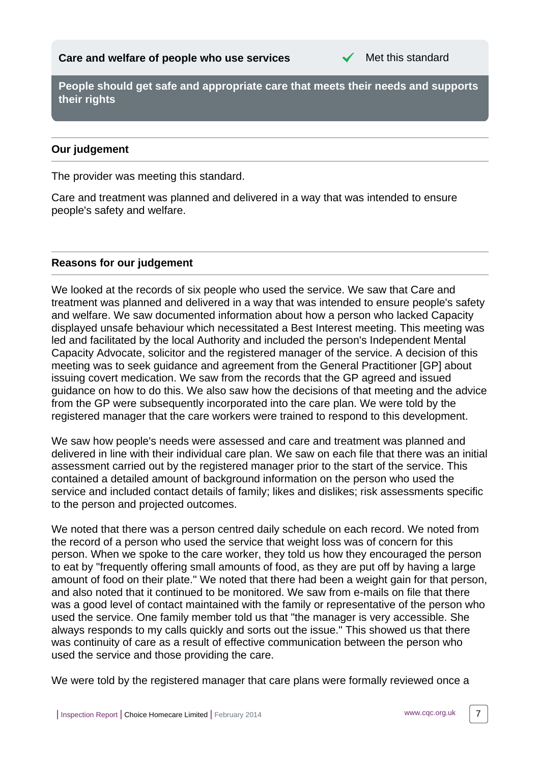## Care and welfare of people who use services ✔ Met this standard

**People should get safe and appropriate care that meets their needs and supports their rights**

### Our judgement

The provider was meeting this standard.

Care and treatment was planned and delivered in a way that was intended to ensure people's safety and welfare.

### Reasons for our judgement

We looked at the records of six people who used the service. We saw that Care and treatment was planned and delivered in a way that was intended to ensure people's safety and welfare. We saw documented information about how a person who lacked Capacity displayed unsafe behaviour which necessitated a Best Interest meeting. This meeting was led and facilitated by the local Authority and included the person's Independent Mental Capacity Advocate, solicitor and the registered manager of the service. A decision of this meeting was to seek guidance and agreement from the General Practitioner [GP] about issuing covert medication. We saw from the records that the GP agreed and issued guidance on how to do this. We also saw how the decisions of that meeting and the advice from the GP were subsequently incorporated into the care plan. We were told by the registered manager that the care workers were trained to respond to this development.

We saw how people's needs were assessed and care and treatment was planned and delivered in line with their individual care plan. We saw on each file that there was an initial assessment carried out by the registered manager prior to the start of the service. This contained a detailed amount of background information on the person who used the service and included contact details of family; likes and dislikes; risk assessments specific to the person and projected outcomes.

We noted that there was a person centred daily schedule on each record. We noted from the record of a person who used the service that weight loss was of concern for this person. When we spoke to the care worker, they told us how they encouraged the person to eat by "frequently offering small amounts of food, as they are put off by having a large amount of food on their plate." We noted that there had been a weight gain for that person, and also noted that it continued to be monitored. We saw from e-mails on file that there was a good level of contact maintained with the family or representative of the person who used the service. One family member told us that "the manager is very accessible. She always responds to my calls quickly and sorts out the issue." This showed us that there was continuity of care as a result of effective communication between the person who used the service and those providing the care.

We were told by the registered manager that care plans were formally reviewed once a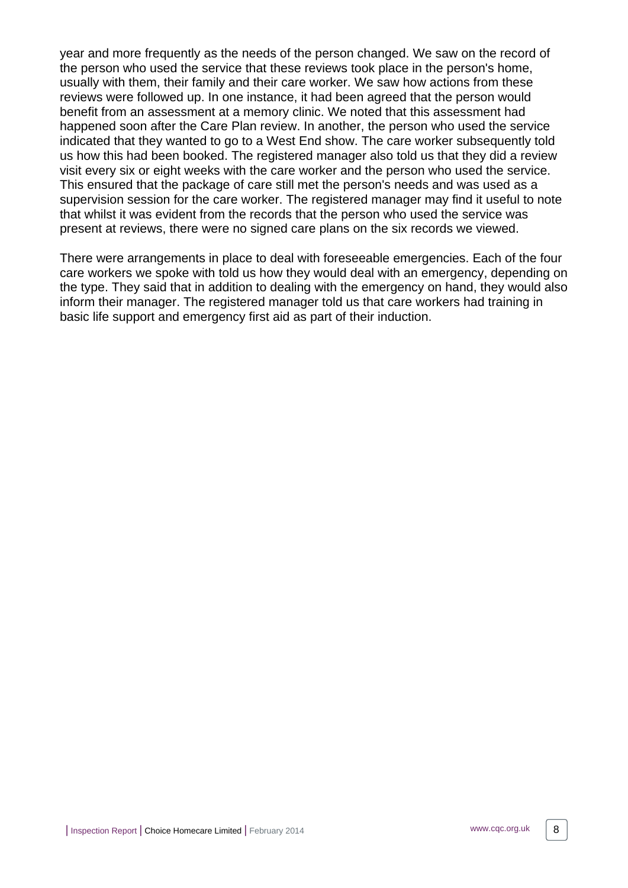year and more frequently as the needs of the person changed. We saw on the record of the person who used the service that these reviews took place in the person's home, usually with them, their family and their care worker. We saw how actions from these reviews were followed up. In one instance, it had been agreed that the person would benefit from an assessment at a memory clinic. We noted that this assessment had happened soon after the Care Plan review. In another, the person who used the service indicated that they wanted to go to a West End show. The care worker subsequently told us how this had been booked. The registered manager also told us that they did a review visit every six or eight weeks with the care worker and the person who used the service. This ensured that the package of care still met the person's needs and was used as a supervision session for the care worker. The registered manager may find it useful to note that whilst it was evident from the records that the person who used the service was present at reviews, there were no signed care plans on the six records we viewed.

There were arrangements in place to deal with foreseeable emergencies. Each of the four care workers we spoke with told us how they would deal with an emergency, depending on the type. They said that in addition to dealing with the emergency on hand, they would also inform their manager. The registered manager told us that care workers had training in basic life support and emergency first aid as part of their induction.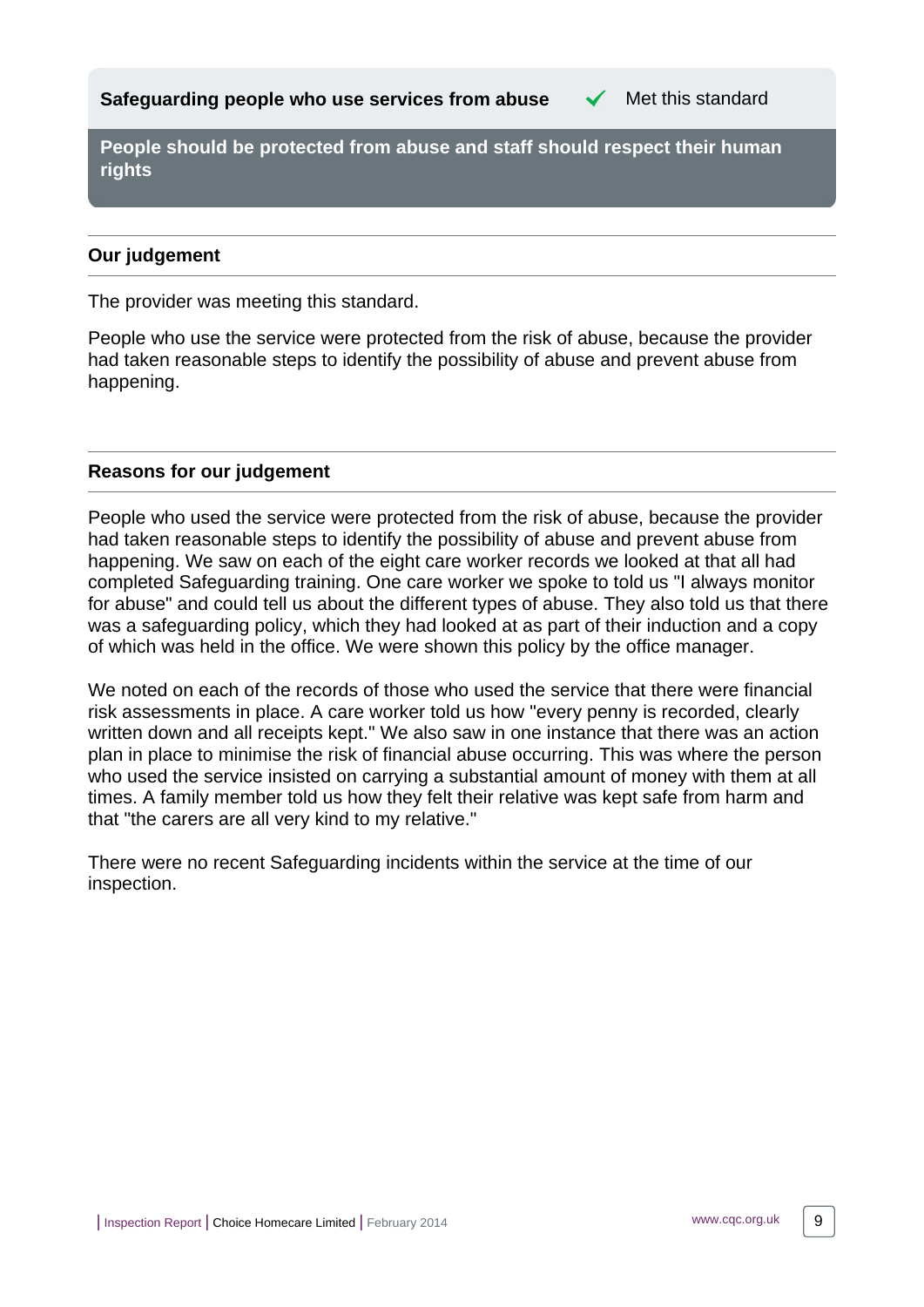**Safeguarding people who use services from abuse** ✓ Met this standard

**People should be protected from abuse and staff should respect their human rights**

### Our judgement

The provider was meeting this standard.

People who use the service were protected from the risk of abuse, because the provider had taken reasonable steps to identify the possibility of abuse and prevent abuse from happening.

### Reasons for our judgement

People who used the service were protected from the risk of abuse, because the provider had taken reasonable steps to identify the possibility of abuse and prevent abuse from happening. We saw on each of the eight care worker records we looked at that all had completed Safeguarding training. One care worker we spoke to told us "I always monitor for abuse" and could tell us about the different types of abuse. They also told us that there was a safeguarding policy, which they had looked at as part of their induction and a copy of which was held in the office. We were shown this policy by the office manager.

We noted on each of the records of those who used the service that there were financial risk assessments in place. A care worker told us how "every penny is recorded, clearly written down and all receipts kept." We also saw in one instance that there was an action plan in place to minimise the risk of financial abuse occurring. This was where the person who used the service insisted on carrying a substantial amount of money with them at all times. A family member told us how they felt their relative was kept safe from harm and that "the carers are all very kind to my relative."

There were no recent Safeguarding incidents within the service at the time of our inspection.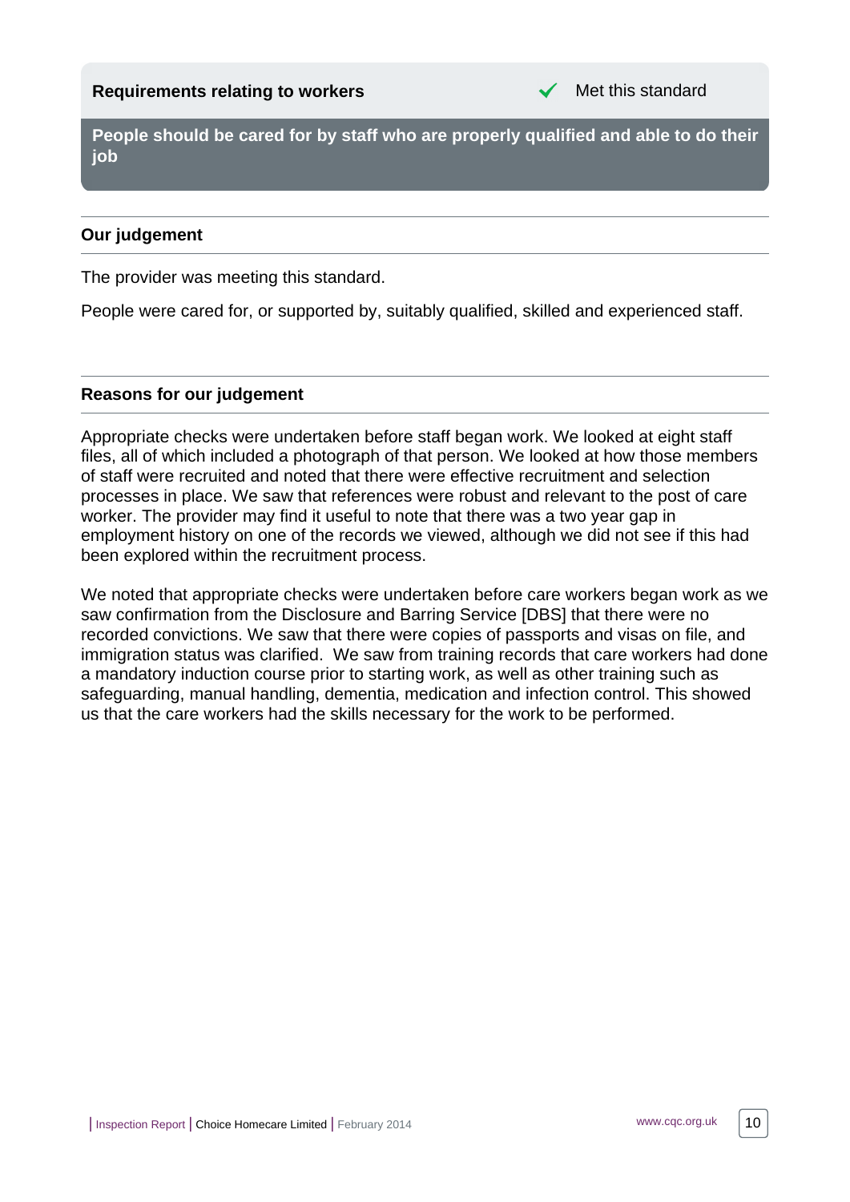**Requirements relating to workers** ✓ Met this standard

**People should be cared for by staff who are properly qualified and able to do their job**

### Our judgement

The provider was meeting this standard.

People were cared for, or supported by, suitably qualified, skilled and experienced staff.

### Reasons for our judgement

Appropriate checks were undertaken before staff began work. We looked at eight staff files, all of which included a photograph of that person. We looked at how those members of staff were recruited and noted that there were effective recruitment and selection processes in place. We saw that references were robust and relevant to the post of care worker. The provider may find it useful to note that there was a two year gap in employment history on one of the records we viewed, although we did not see if this had been explored within the recruitment process.

We noted that appropriate checks were undertaken before care workers began work as we saw confirmation from the Disclosure and Barring Service [DBS] that there were no recorded convictions. We saw that there were copies of passports and visas on file, and immigration status was clarified. We saw from training records that care workers had done a mandatory induction course prior to starting work, as well as other training such as safeguarding, manual handling, dementia, medication and infection control. This showed us that the care workers had the skills necessary for the work to be performed.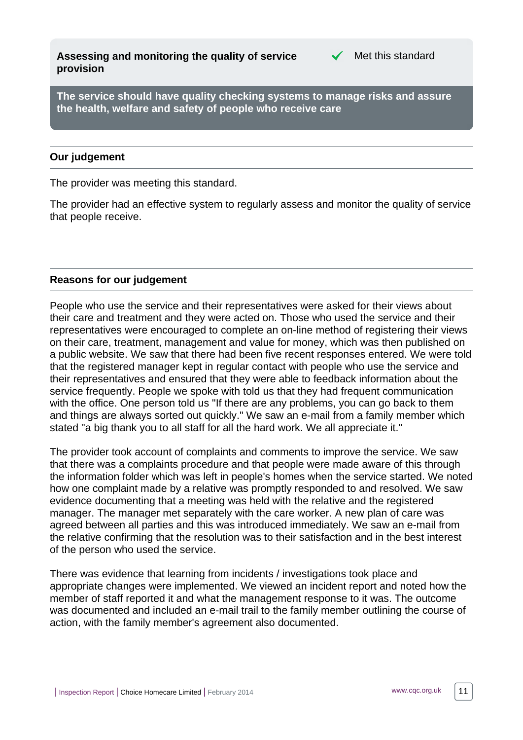## Assessing and monitoring the quality of service provision

✓ Met this standard

**The service should have quality checking systems to manage risks and assure the health, welfare and safety of people who receive care**

### Our judgement

The provider was meeting this standard.

The provider had an effective system to regularly assess and monitor the quality of service that people receive.

### Reasons for our judgement

People who use the service and their representatives were asked for their views about their care and treatment and they were acted on. Those who used the service and their representatives were encouraged to complete an on-line method of registering their views on their care, treatment, management and value for money, which was then published on a public website. We saw that there had been five recent responses entered. We were told that the registered manager kept in regular contact with people who use the service and their representatives and ensured that they were able to feedback information about the service frequently. People we spoke with told us that they had frequent communication with the office. One person told us "If there are any problems, you can go back to them and things are always sorted out quickly." We saw an e-mail from a family member which stated "a big thank you to all staff for all the hard work. We all appreciate it."

The provider took account of complaints and comments to improve the service. We saw that there was a complaints procedure and that people were made aware of this through the information folder which was left in people's homes when the service started. We noted how one complaint made by a relative was promptly responded to and resolved. We saw evidence documenting that a meeting was held with the relative and the registered manager. The manager met separately with the care worker. A new plan of care was agreed between all parties and this was introduced immediately. We saw an e-mail from the relative confirming that the resolution was to their satisfaction and in the best interest of the person who used the service.

There was evidence that learning from incidents / investigations took place and appropriate changes were implemented. We viewed an incident report and noted how the member of staff reported it and what the management response to it was. The outcome was documented and included an e-mail trail to the family member outlining the course of action, with the family member's agreement also documented.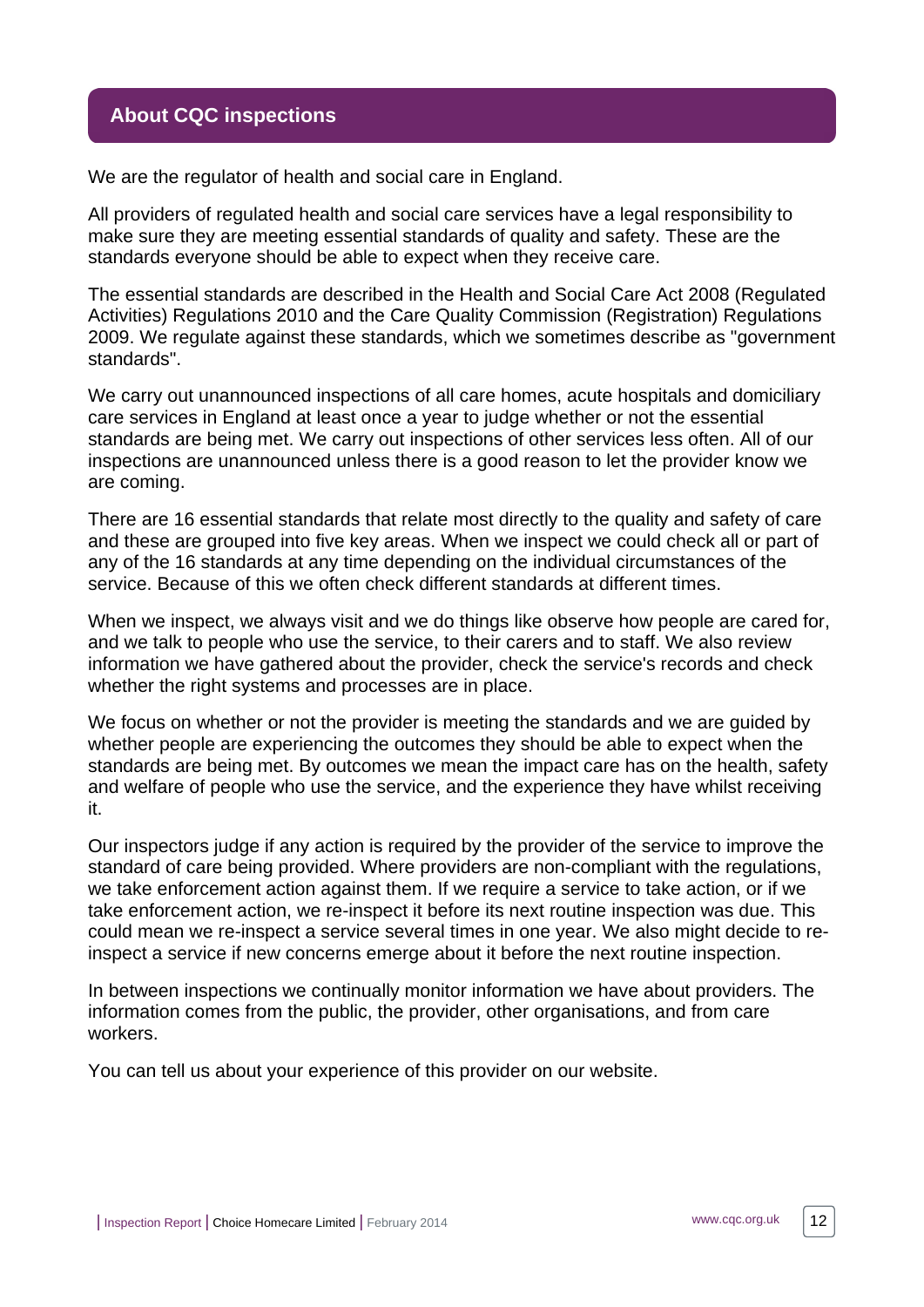## About CQC inspections

We are the regulator of health and social care in England.

All providers of regulated health and social care services have a legal responsibility to make sure they are meeting essential standards of quality and safety. These are the standards everyone should be able to expect when they receive care.

The essential standards are described in the Health and Social Care Act 2008 (Regulated Activities) Regulations 2010 and the Care Quality Commission (Registration) Regulations 2009. We regulate against these standards, which we sometimes describe as "government standards".

We carry out unannounced inspections of all care homes, acute hospitals and domiciliary care services in England at least once a year to judge whether or not the essential standards are being met. We carry out inspections of other services less often. All of our inspections are unannounced unless there is a good reason to let the provider know we are coming.

There are 16 essential standards that relate most directly to the quality and safety of care and these are grouped into five key areas. When we inspect we could check all or part of any of the 16 standards at any time depending on the individual circumstances of the service. Because of this we often check different standards at different times.

When we inspect, we always visit and we do things like observe how people are cared for, and we talk to people who use the service, to their carers and to staff. We also review information we have gathered about the provider, check the service's records and check whether the right systems and processes are in place.

We focus on whether or not the provider is meeting the standards and we are guided by whether people are experiencing the outcomes they should be able to expect when the standards are being met. By outcomes we mean the impact care has on the health, safety and welfare of people who use the service, and the experience they have whilst receiving it.

Our inspectors judge if any action is required by the provider of the service to improve the standard of care being provided. Where providers are non-compliant with the regulations, we take enforcement action against them. If we require a service to take action, or if we take enforcement action, we re-inspect it before its next routine inspection was due. This could mean we re-inspect a service several times in one year. We also might decide to re-inspect a service if new concerns emerge about it before the next routine inspection.

In between inspections we continually monitor information we have about providers. The information comes from the public, the provider, other organisations, and from care workers.

You can tell us about your experience of this provider on our website.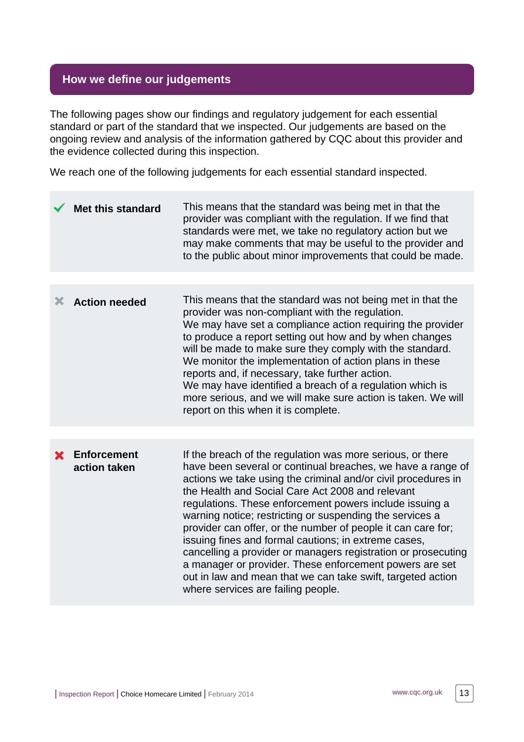## How we define our judgements

The following pages show our findings and regulatory judgement for each essential standard or part of the standard that we inspected. Our judgements are based on the ongoing review and analysis of the information gathered by CQC about this provider and the evidence collected during this inspection.

We reach one of the following judgements for each essential standard inspected.

| | |
|---|---|
| ✓ **Met this standard** | This means that the standard was being met in that the provider was compliant with the regulation. If we find that standards were met, we take no regulatory action but we may make comments that may be useful to the provider and to the public about minor improvements that could be made. |
| ✖ **Action needed** | This means that the standard was not being met in that the provider was non-compliant with the regulation. We may have set a compliance action requiring the provider to produce a report setting out how and by when changes will be made to make sure they comply with the standard. We monitor the implementation of action plans in these reports and, if necessary, take further action. We may have identified a breach of a regulation which is more serious, and we will make sure action is taken. We will report on this when it is complete. |
| ✖ **Enforcement action taken** | If the breach of the regulation was more serious, or there have been several or continual breaches, we have a range of actions we take using the criminal and/or civil procedures in the Health and Social Care Act 2008 and relevant regulations. These enforcement powers include issuing a warning notice; restricting or suspending the services a provider can offer, or the number of people it can care for; issuing fines and formal cautions; in extreme cases, cancelling a provider or managers registration or prosecuting a manager or provider. These enforcement powers are set out in law and mean that we can take swift, targeted action where services are failing people. |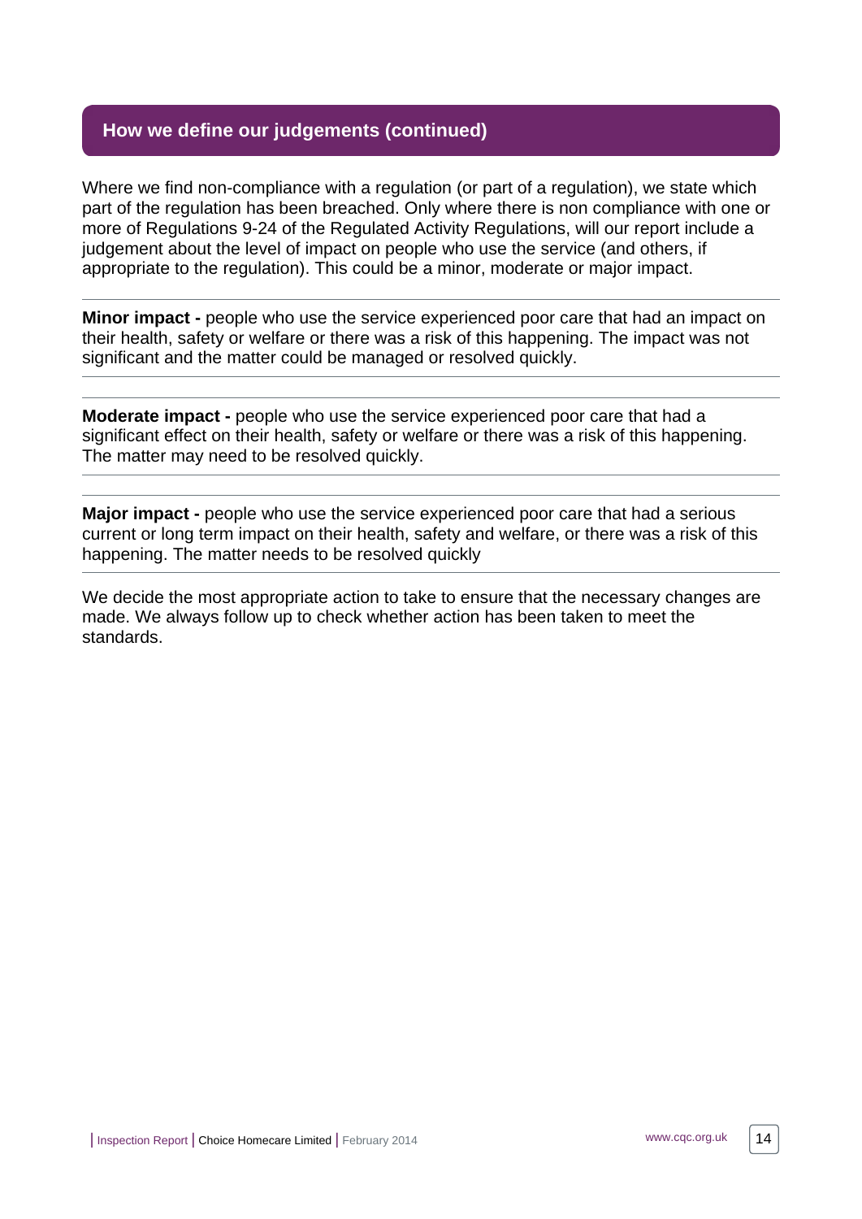## How we define our judgements (continued)

Where we find non-compliance with a regulation (or part of a regulation), we state which part of the regulation has been breached. Only where there is non compliance with one or more of Regulations 9-24 of the Regulated Activity Regulations, will our report include a judgement about the level of impact on people who use the service (and others, if appropriate to the regulation). This could be a minor, moderate or major impact.

---

**Minor impact -** people who use the service experienced poor care that had an impact on their health, safety or welfare or there was a risk of this happening. The impact was not significant and the matter could be managed or resolved quickly.

---

**Moderate impact -** people who use the service experienced poor care that had a significant effect on their health, safety or welfare or there was a risk of this happening. The matter may need to be resolved quickly.

---

**Major impact -** people who use the service experienced poor care that had a serious current or long term impact on their health, safety and welfare, or there was a risk of this happening. The matter needs to be resolved quickly

---

We decide the most appropriate action to take to ensure that the necessary changes are made. We always follow up to check whether action has been taken to meet the standards.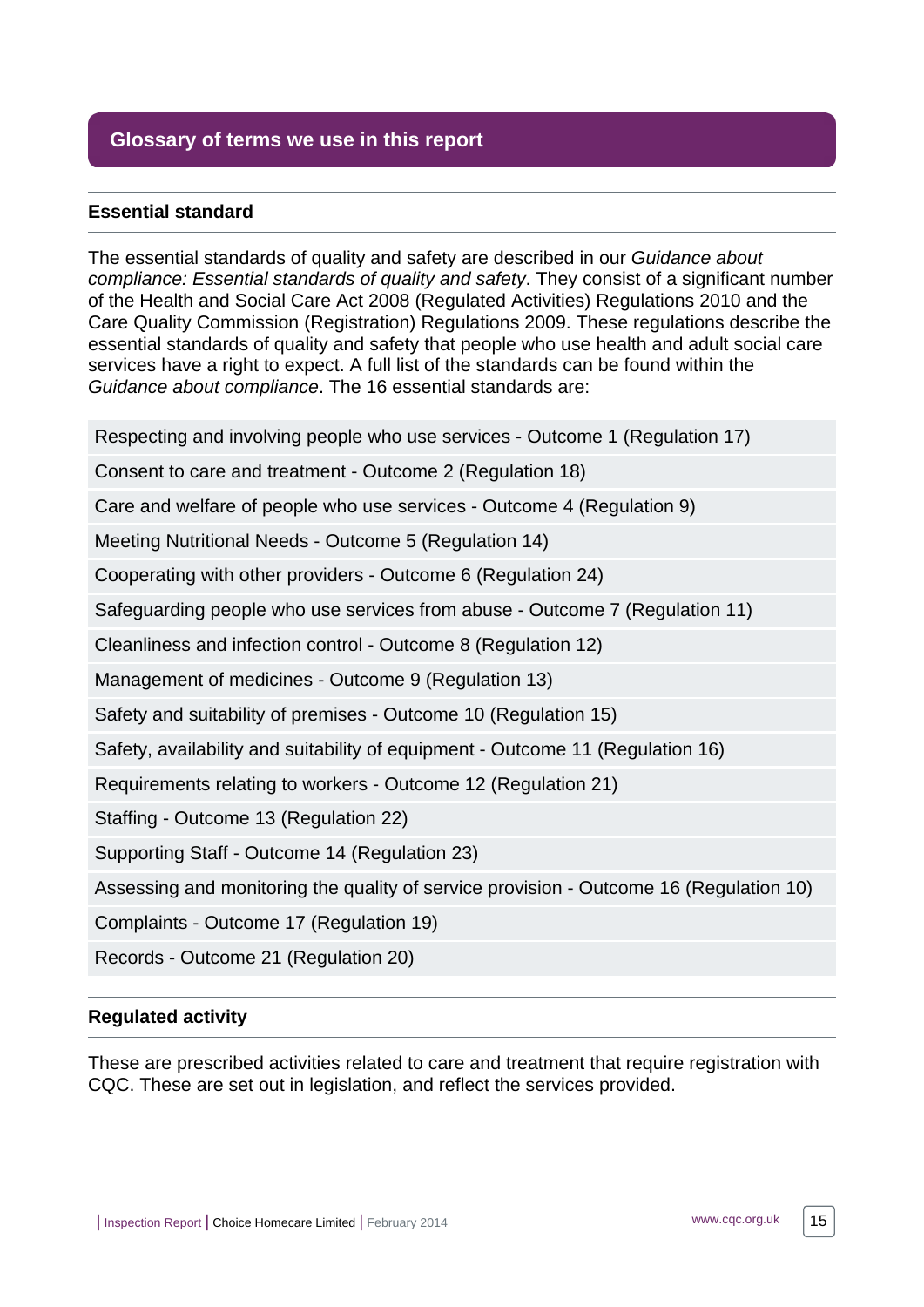## Glossary of terms we use in this report

### Essential standard

The essential standards of quality and safety are described in our *Guidance about compliance: Essential standards of quality and safety*. They consist of a significant number of the Health and Social Care Act 2008 (Regulated Activities) Regulations 2010 and the Care Quality Commission (Registration) Regulations 2009. These regulations describe the essential standards of quality and safety that people who use health and adult social care services have a right to expect. A full list of the standards can be found within the *Guidance about compliance*. The 16 essential standards are:

- Respecting and involving people who use services - Outcome 1 (Regulation 17)
- Consent to care and treatment - Outcome 2 (Regulation 18)
- Care and welfare of people who use services - Outcome 4 (Regulation 9)
- Meeting Nutritional Needs - Outcome 5 (Regulation 14)
- Cooperating with other providers - Outcome 6 (Regulation 24)
- Safeguarding people who use services from abuse - Outcome 7 (Regulation 11)
- Cleanliness and infection control - Outcome 8 (Regulation 12)
- Management of medicines - Outcome 9 (Regulation 13)
- Safety and suitability of premises - Outcome 10 (Regulation 15)
- Safety, availability and suitability of equipment - Outcome 11 (Regulation 16)
- Requirements relating to workers - Outcome 12 (Regulation 21)
- Staffing - Outcome 13 (Regulation 22)
- Supporting Staff - Outcome 14 (Regulation 23)
- Assessing and monitoring the quality of service provision - Outcome 16 (Regulation 10)
- Complaints - Outcome 17 (Regulation 19)
- Records - Outcome 21 (Regulation 20)

### Regulated activity

These are prescribed activities related to care and treatment that require registration with CQC. These are set out in legislation, and reflect the services provided.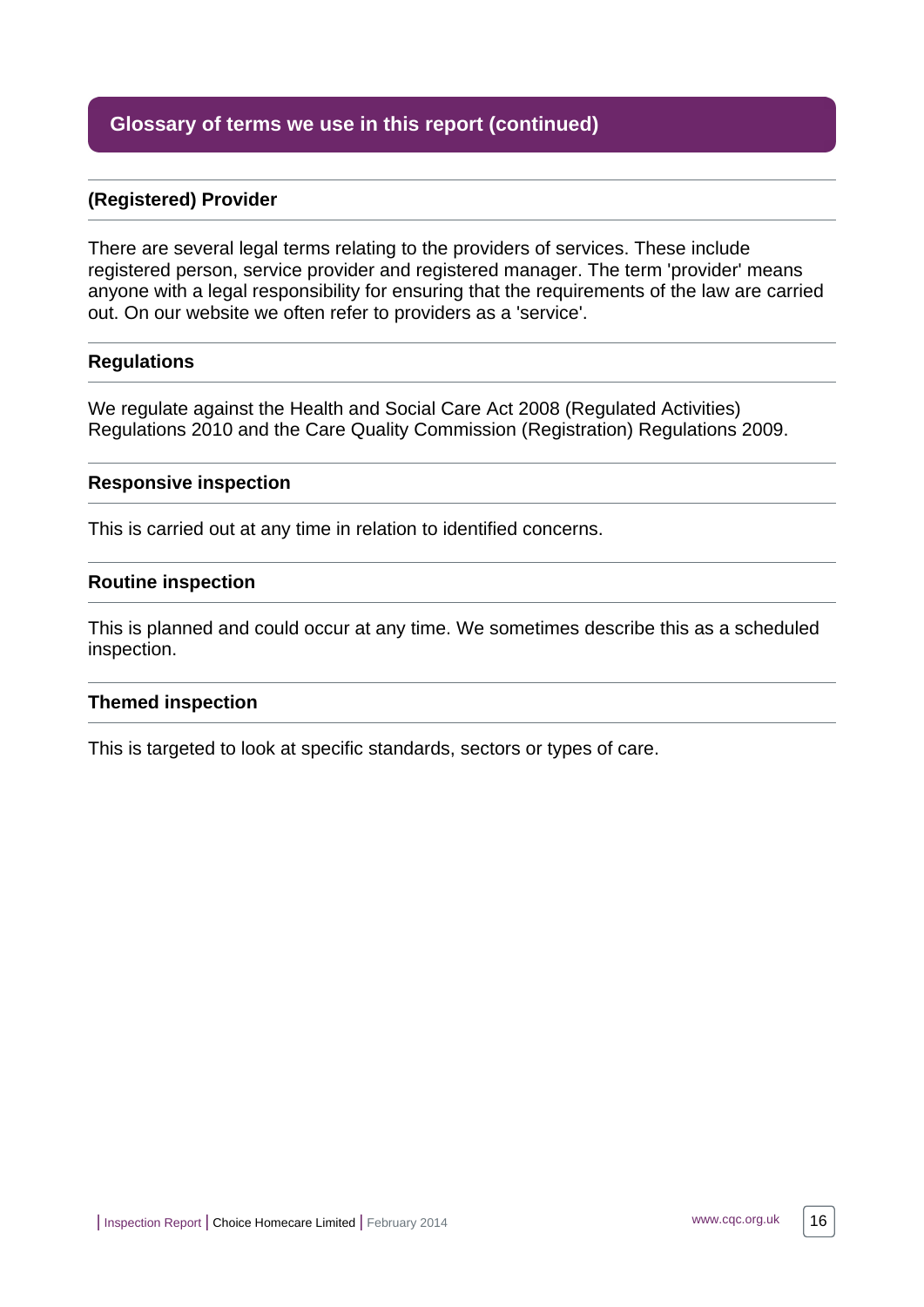## Glossary of terms we use in this report (continued)

### (Registered) Provider

There are several legal terms relating to the providers of services. These include registered person, service provider and registered manager. The term 'provider' means anyone with a legal responsibility for ensuring that the requirements of the law are carried out. On our website we often refer to providers as a 'service'.

### Regulations

We regulate against the Health and Social Care Act 2008 (Regulated Activities) Regulations 2010 and the Care Quality Commission (Registration) Regulations 2009.

### Responsive inspection

This is carried out at any time in relation to identified concerns.

### Routine inspection

This is planned and could occur at any time. We sometimes describe this as a scheduled inspection.

### Themed inspection

This is targeted to look at specific standards, sectors or types of care.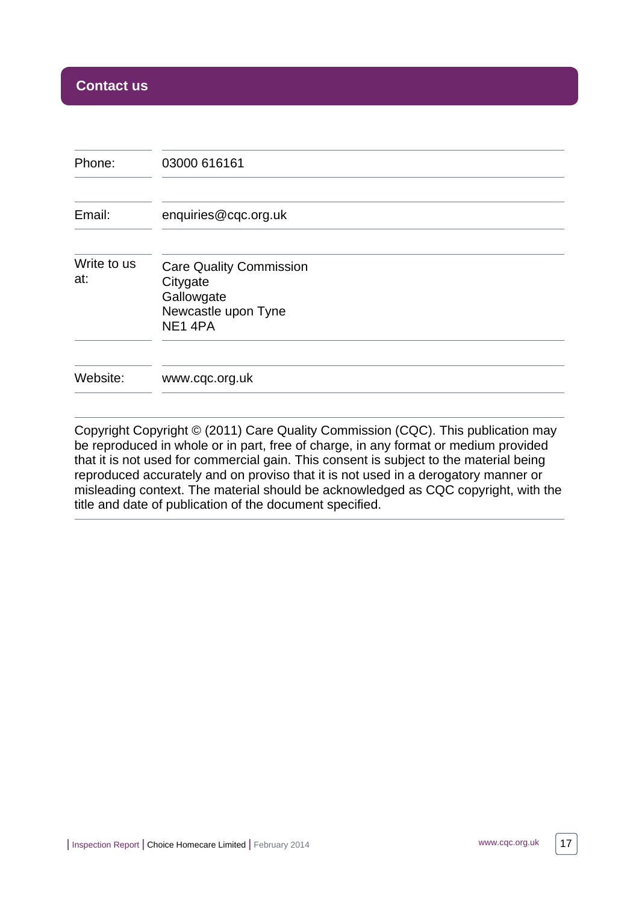## Contact us

| | |
|---|---|
| Phone: | 03000 616161 |
| Email: | enquiries@cqc.org.uk |
| Write to us at: | Care Quality Commission<br>Citygate<br>Gallowgate<br>Newcastle upon Tyne<br>NE1 4PA |
| Website: | www.cqc.org.uk |

Copyright Copyright © (2011) Care Quality Commission (CQC). This publication may be reproduced in whole or in part, free of charge, in any format or medium provided that it is not used for commercial gain. This consent is subject to the material being reproduced accurately and on proviso that it is not used in a derogatory manner or misleading context. The material should be acknowledged as CQC copyright, with the title and date of publication of the document specified.